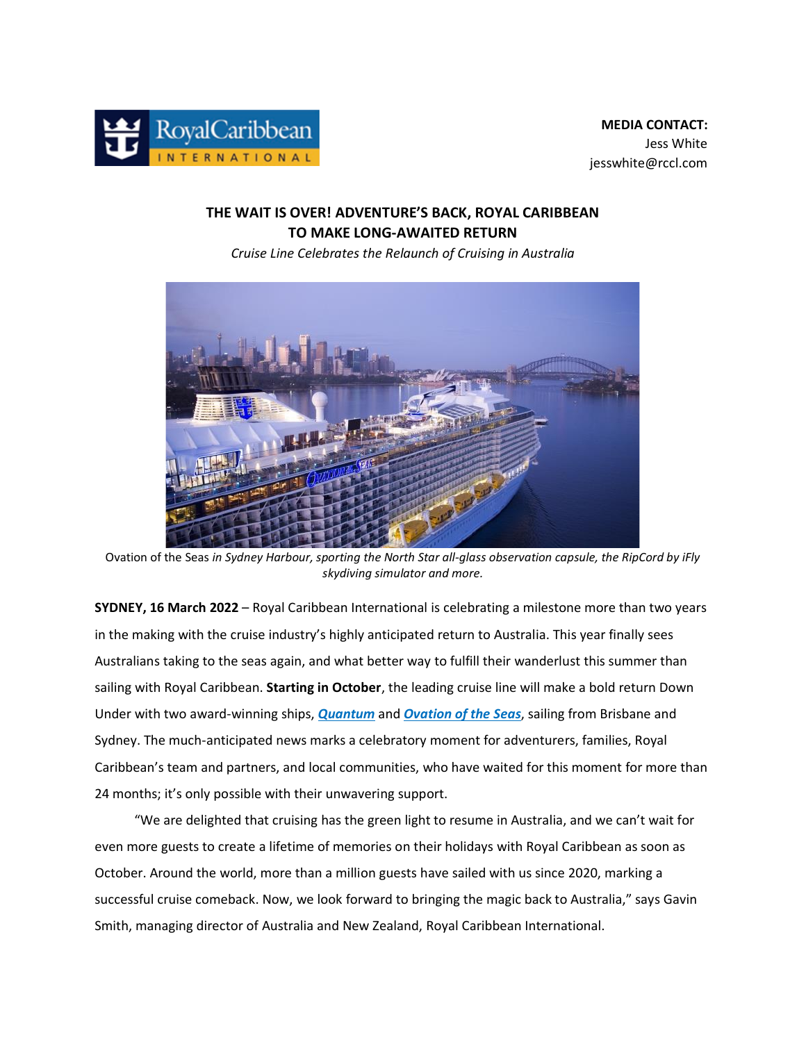**MEDIA CONTACT:**
Jess White
jesswhite@rccl.com

# THE WAIT IS OVER! ADVENTURE'S BACK, ROYAL CARIBBEAN TO MAKE LONG-AWAITED RETURN

*Cruise Line Celebrates the Relaunch of Cruising in Australia*

Ovation of the Seas *in Sydney Harbour, sporting the North Star all-glass observation capsule, the RipCord by iFly skydiving simulator and more.*

**SYDNEY, 16 March 2022** – Royal Caribbean International is celebrating a milestone more than two years in the making with the cruise industry's highly anticipated return to Australia. This year finally sees Australians taking to the seas again, and what better way to fulfill their wanderlust this summer than sailing with Royal Caribbean. **Starting in October**, the leading cruise line will make a bold return Down Under with two award-winning ships, ***Quantum*** and ***Ovation of the Seas***, sailing from Brisbane and Sydney. The much-anticipated news marks a celebratory moment for adventurers, families, Royal Caribbean's team and partners, and local communities, who have waited for this moment for more than 24 months; it's only possible with their unwavering support.

"We are delighted that cruising has the green light to resume in Australia, and we can't wait for even more guests to create a lifetime of memories on their holidays with Royal Caribbean as soon as October. Around the world, more than a million guests have sailed with us since 2020, marking a successful cruise comeback. Now, we look forward to bringing the magic back to Australia," says Gavin Smith, managing director of Australia and New Zealand, Royal Caribbean International.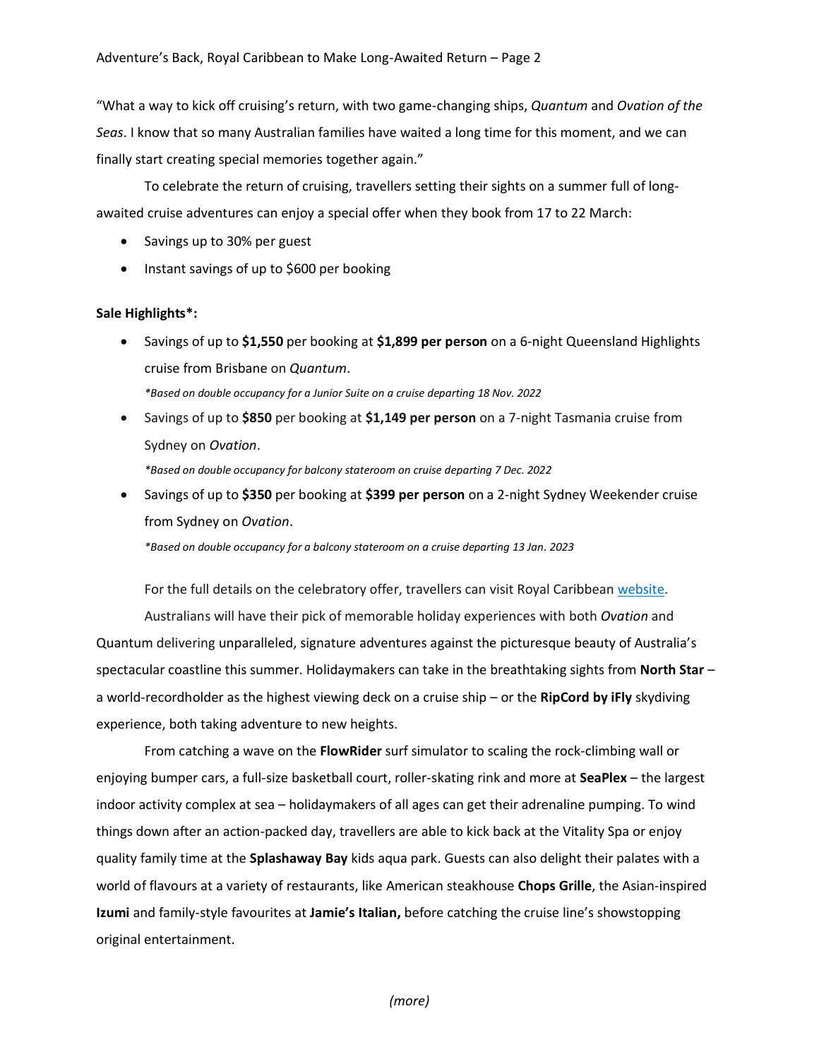"What a way to kick off cruising's return, with two game-changing ships, *Quantum* and *Ovation of the Seas*. I know that so many Australian families have waited a long time for this moment, and we can finally start creating special memories together again."

To celebrate the return of cruising, travellers setting their sights on a summer full of long-awaited cruise adventures can enjoy a special offer when they book from 17 to 22 March:

- Savings up to 30% per guest
- Instant savings of up to $600 per booking

**Sale Highlights*:**

- Savings of up to **$1,550** per booking at **$1,899 per person** on a 6-night Queensland Highlights cruise from Brisbane on *Quantum*.
  *\*Based on double occupancy for a Junior Suite on a cruise departing 18 Nov. 2022*
- Savings of up to **$850** per booking at **$1,149 per person** on a 7-night Tasmania cruise from Sydney on *Ovation*.
  *\*Based on double occupancy for balcony stateroom on cruise departing 7 Dec. 2022*
- Savings of up to **$350** per booking at **$399 per person** on a 2-night Sydney Weekender cruise from Sydney on *Ovation*.
  *\*Based on double occupancy for a balcony stateroom on a cruise departing 13 Jan. 2023*

For the full details on the celebratory offer, travellers can visit Royal Caribbean website.

Australians will have their pick of memorable holiday experiences with both *Ovation* and Quantum delivering unparalleled, signature adventures against the picturesque beauty of Australia's spectacular coastline this summer. Holidaymakers can take in the breathtaking sights from **North Star** – a world-recordholder as the highest viewing deck on a cruise ship – or the **RipCord by iFly** skydiving experience, both taking adventure to new heights.

From catching a wave on the **FlowRider** surf simulator to scaling the rock-climbing wall or enjoying bumper cars, a full-size basketball court, roller-skating rink and more at **SeaPlex** – the largest indoor activity complex at sea – holidaymakers of all ages can get their adrenaline pumping. To wind things down after an action-packed day, travellers are able to kick back at the Vitality Spa or enjoy quality family time at the **Splashaway Bay** kids aqua park. Guests can also delight their palates with a world of flavours at a variety of restaurants, like American steakhouse **Chops Grille**, the Asian-inspired **Izumi** and family-style favourites at **Jamie's Italian,** before catching the cruise line's showstopping original entertainment.

*(more)*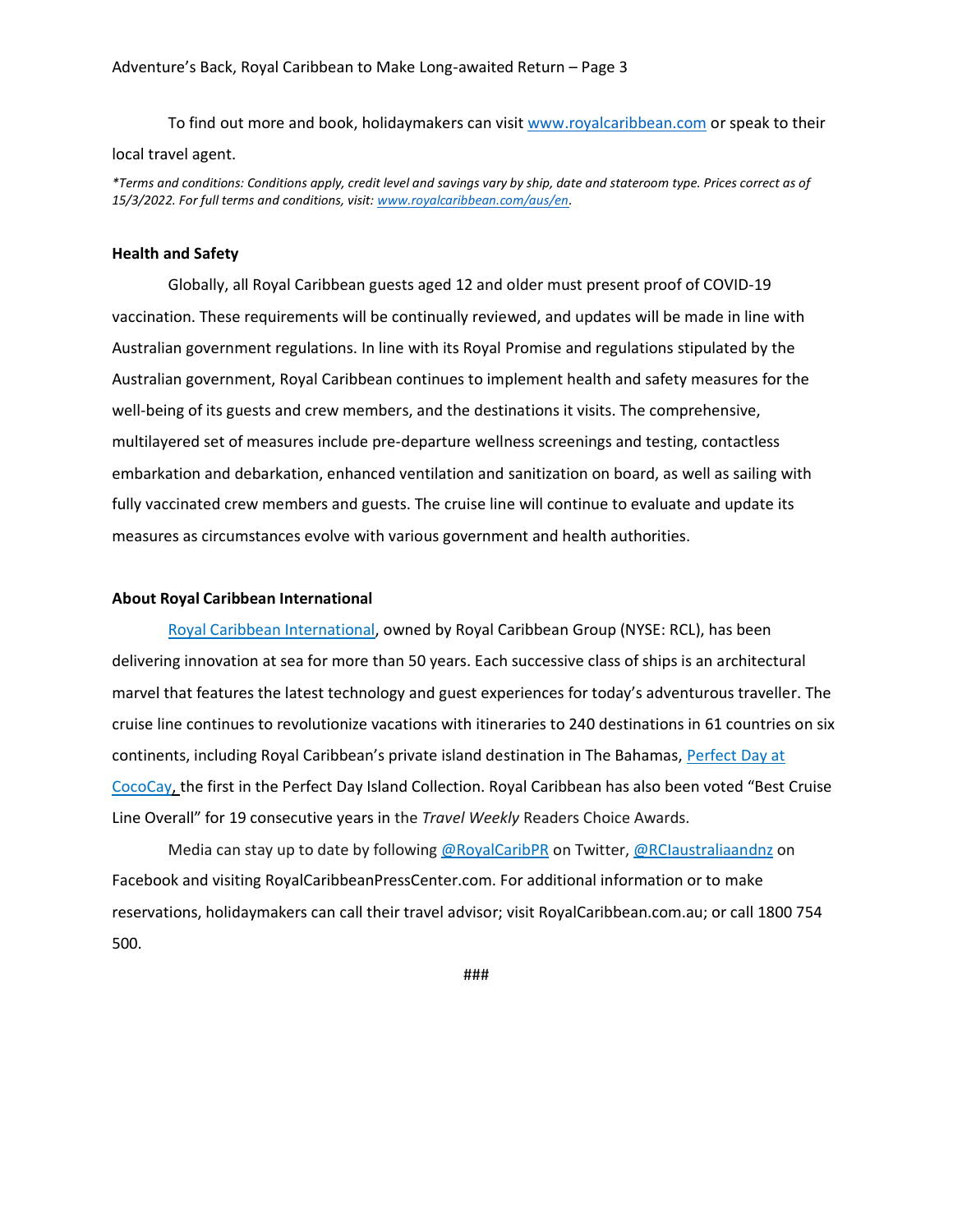To find out more and book, holidaymakers can visit [www.royalcaribbean.com](http://www.royalcaribbean.com) or speak to their local travel agent.

*\*Terms and conditions: Conditions apply, credit level and savings vary by ship, date and stateroom type. Prices correct as of 15/3/2022. For full terms and conditions, visit: [www.royalcaribbean.com/aus/en](http://www.royalcaribbean.com/aus/en).*

**Health and Safety**

Globally, all Royal Caribbean guests aged 12 and older must present proof of COVID-19 vaccination. These requirements will be continually reviewed, and updates will be made in line with Australian government regulations. In line with its Royal Promise and regulations stipulated by the Australian government, Royal Caribbean continues to implement health and safety measures for the well-being of its guests and crew members, and the destinations it visits. The comprehensive, multilayered set of measures include pre-departure wellness screenings and testing, contactless embarkation and debarkation, enhanced ventilation and sanitization on board, as well as sailing with fully vaccinated crew members and guests. The cruise line will continue to evaluate and update its measures as circumstances evolve with various government and health authorities.

**About Royal Caribbean International**

Royal Caribbean International, owned by Royal Caribbean Group (NYSE: RCL), has been delivering innovation at sea for more than 50 years. Each successive class of ships is an architectural marvel that features the latest technology and guest experiences for today's adventurous traveller. The cruise line continues to revolutionize vacations with itineraries to 240 destinations in 61 countries on six continents, including Royal Caribbean's private island destination in The Bahamas, Perfect Day at CocoCay, the first in the Perfect Day Island Collection. Royal Caribbean has also been voted "Best Cruise Line Overall" for 19 consecutive years in the *Travel Weekly* Readers Choice Awards.

Media can stay up to date by following @RoyalCaribPR on Twitter, @RCIaustraliaandnz on Facebook and visiting RoyalCaribbeanPressCenter.com. For additional information or to make reservations, holidaymakers can call their travel advisor; visit RoyalCaribbean.com.au; or call 1800 754 500.

###